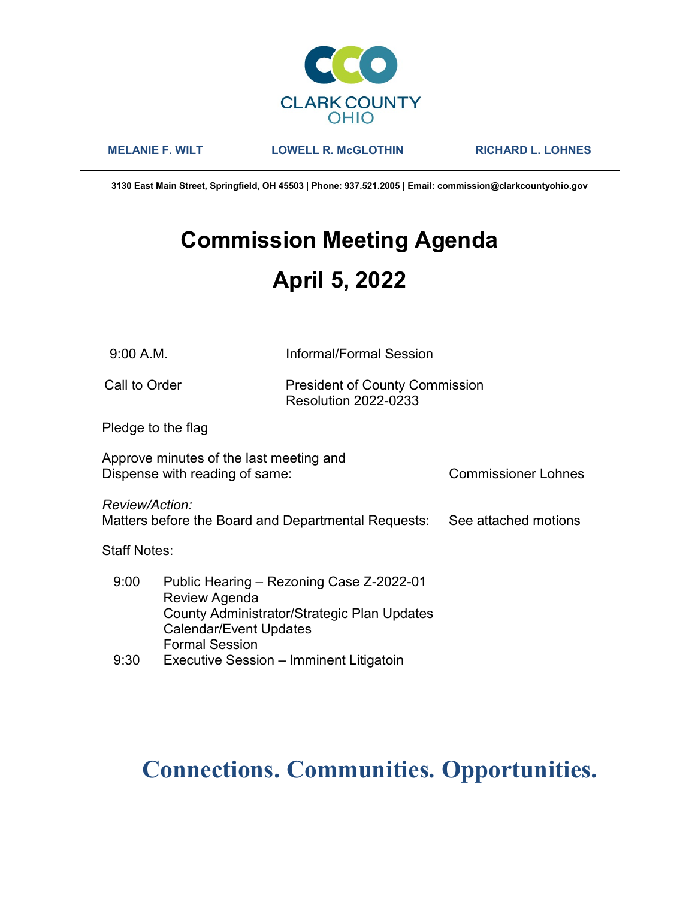CLARK COUNTY
OHIO

**MELANIE F. WILT** | **LOWELL R. McGLOTHIN** | **RICHARD L. LOHNES**

**3130 East Main Street, Springfield, OH 45503 | Phone: 937.521.2005 | Email: commission@clarkcountyohio.gov**

# Commission Meeting Agenda

# April 5, 2022

9:00 A.M. — Informal/Formal Session

Call to Order — President of County Commission
Resolution 2022-0233

Pledge to the flag

Approve minutes of the last meeting and
Dispense with reading of same: — Commissioner Lohnes

*Review/Action:*
Matters before the Board and Departmental Requests: — See attached motions

Staff Notes:

9:00 Public Hearing – Rezoning Case Z-2022-01
Review Agenda
County Administrator/Strategic Plan Updates
Calendar/Event Updates
Formal Session

9:30 Executive Session – Imminent Litigatoin

**Connections. Communities. Opportunities.**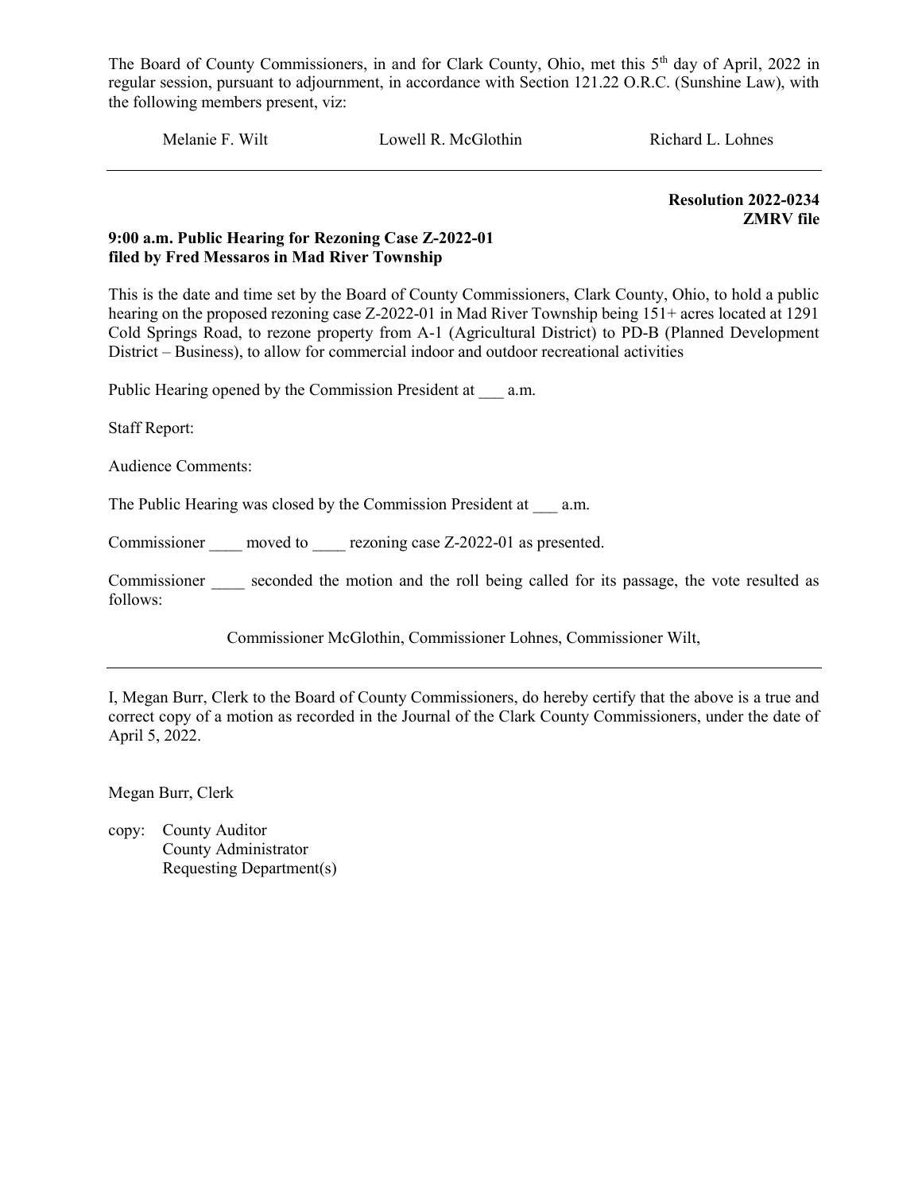The Board of County Commissioners, in and for Clark County, Ohio, met this 5th day of April, 2022 in regular session, pursuant to adjournment, in accordance with Section 121.22 O.R.C. (Sunshine Law), with the following members present, viz:

Melanie F. Wilt    Lowell R. McGlothin    Richard L. Lohnes

---

**Resolution 2022-0234**
**ZMRV file**

**9:00 a.m. Public Hearing for Rezoning Case Z-2022-01 filed by Fred Messaros in Mad River Township**

This is the date and time set by the Board of County Commissioners, Clark County, Ohio, to hold a public hearing on the proposed rezoning case Z-2022-01 in Mad River Township being 151+ acres located at 1291 Cold Springs Road, to rezone property from A-1 (Agricultural District) to PD-B (Planned Development District – Business), to allow for commercial indoor and outdoor recreational activities

Public Hearing opened by the Commission President at ___ a.m.

Staff Report:

Audience Comments:

The Public Hearing was closed by the Commission President at ___ a.m.

Commissioner ____ moved to ____ rezoning case Z-2022-01 as presented.

Commissioner ____ seconded the motion and the roll being called for its passage, the vote resulted as follows:

Commissioner McGlothin, Commissioner Lohnes, Commissioner Wilt,

---

I, Megan Burr, Clerk to the Board of County Commissioners, do hereby certify that the above is a true and correct copy of a motion as recorded in the Journal of the Clark County Commissioners, under the date of April 5, 2022.

Megan Burr, Clerk

copy: County Auditor
County Administrator
Requesting Department(s)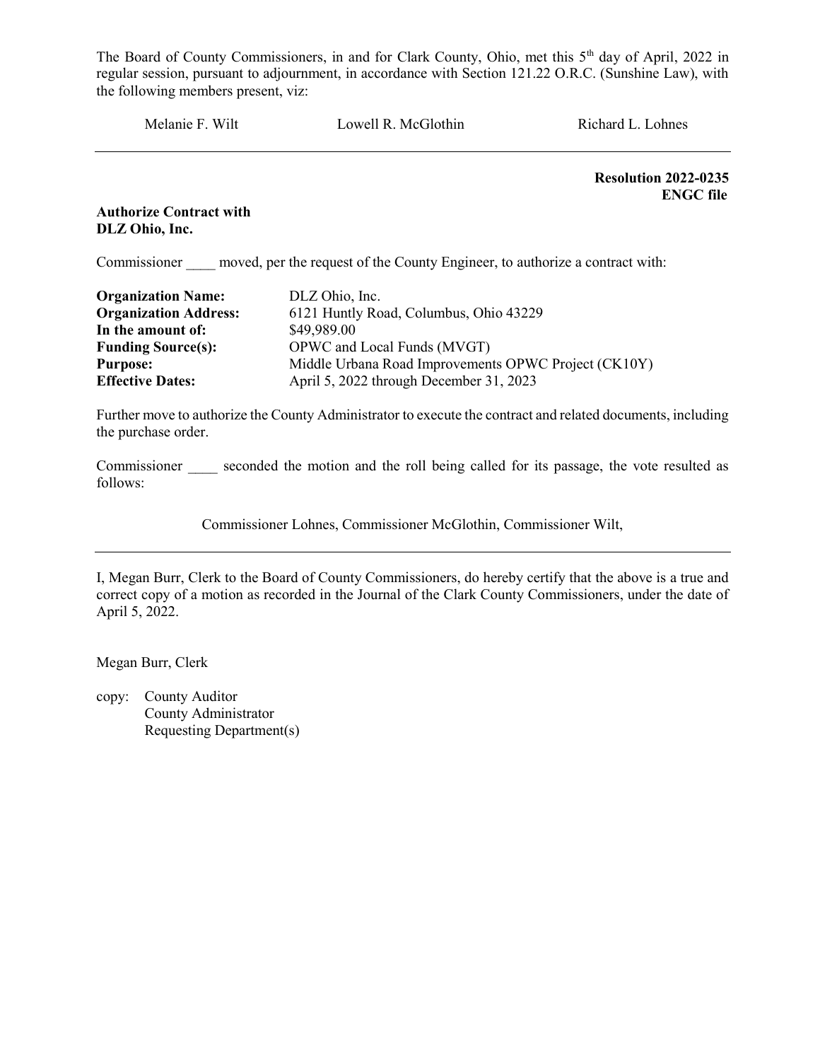The Board of County Commissioners, in and for Clark County, Ohio, met this 5th day of April, 2022 in regular session, pursuant to adjournment, in accordance with Section 121.22 O.R.C. (Sunshine Law), with the following members present, viz:

Melanie F. Wilt    Lowell R. McGlothin    Richard L. Lohnes

---

**Resolution 2022-0235**
**ENGC file**

**Authorize Contract with DLZ Ohio, Inc.**

Commissioner ____ moved, per the request of the County Engineer, to authorize a contract with:

| | |
|---|---|
| **Organization Name:** | DLZ Ohio, Inc. |
| **Organization Address:** | 6121 Huntly Road, Columbus, Ohio 43229 |
| **In the amount of:** | $49,989.00 |
| **Funding Source(s):** | OPWC and Local Funds (MVGT) |
| **Purpose:** | Middle Urbana Road Improvements OPWC Project (CK10Y) |
| **Effective Dates:** | April 5, 2022 through December 31, 2023 |

Further move to authorize the County Administrator to execute the contract and related documents, including the purchase order.

Commissioner ____ seconded the motion and the roll being called for its passage, the vote resulted as follows:

Commissioner Lohnes, Commissioner McGlothin, Commissioner Wilt,

---

I, Megan Burr, Clerk to the Board of County Commissioners, do hereby certify that the above is a true and correct copy of a motion as recorded in the Journal of the Clark County Commissioners, under the date of April 5, 2022.

Megan Burr, Clerk

copy: County Auditor
County Administrator
Requesting Department(s)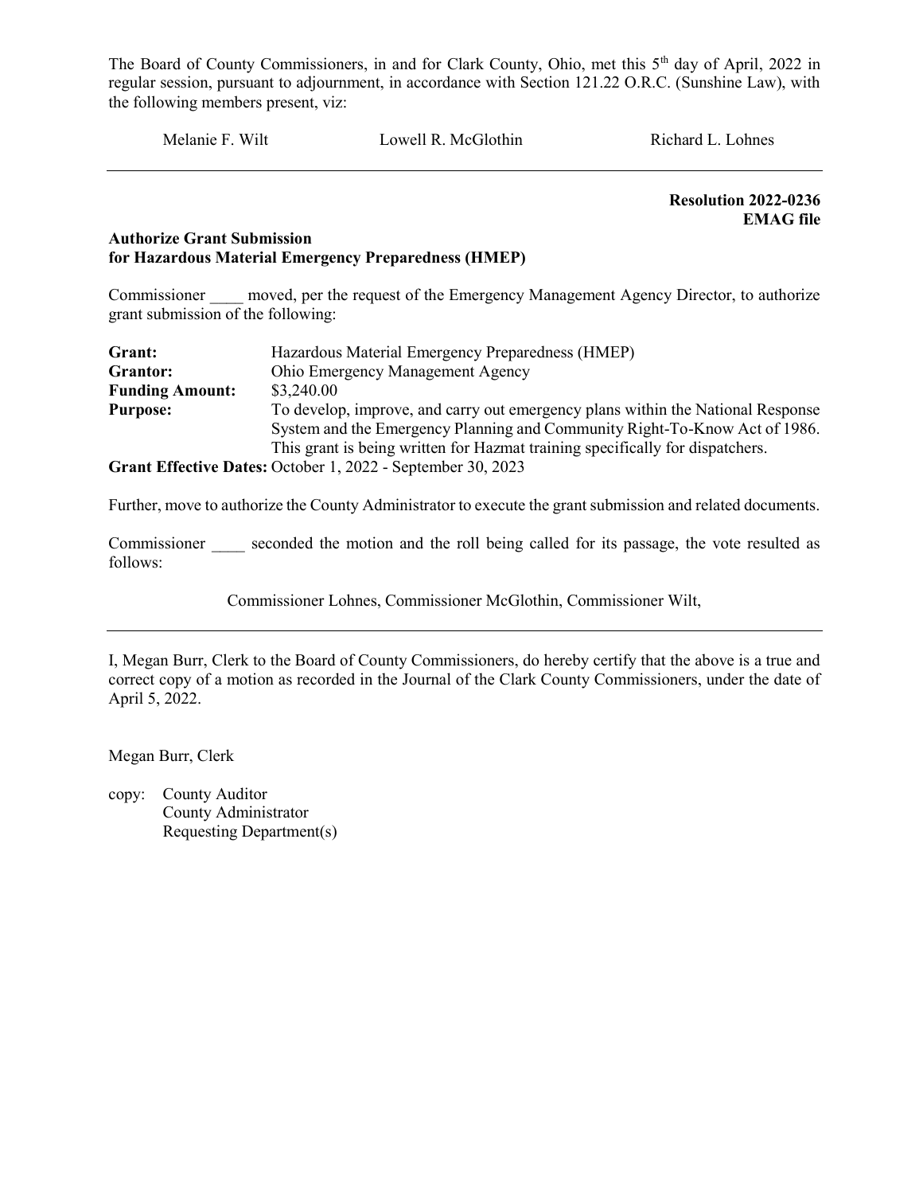The Board of County Commissioners, in and for Clark County, Ohio, met this 5th day of April, 2022 in regular session, pursuant to adjournment, in accordance with Section 121.22 O.R.C. (Sunshine Law), with the following members present, viz:

Melanie F. Wilt    Lowell R. McGlothin    Richard L. Lohnes

---

**Resolution 2022-0236**
**EMAG file**

**Authorize Grant Submission**
**for Hazardous Material Emergency Preparedness (HMEP)**

Commissioner ____ moved, per the request of the Emergency Management Agency Director, to authorize grant submission of the following:

| | |
|---|---|
| **Grant:** | Hazardous Material Emergency Preparedness (HMEP) |
| **Grantor:** | Ohio Emergency Management Agency |
| **Funding Amount:** | $3,240.00 |
| **Purpose:** | To develop, improve, and carry out emergency plans within the National Response System and the Emergency Planning and Community Right-To-Know Act of 1986. This grant is being written for Hazmat training specifically for dispatchers. |

**Grant Effective Dates:** October 1, 2022 - September 30, 2023

Further, move to authorize the County Administrator to execute the grant submission and related documents.

Commissioner ____ seconded the motion and the roll being called for its passage, the vote resulted as follows:

Commissioner Lohnes, Commissioner McGlothin, Commissioner Wilt,

---

I, Megan Burr, Clerk to the Board of County Commissioners, do hereby certify that the above is a true and correct copy of a motion as recorded in the Journal of the Clark County Commissioners, under the date of April 5, 2022.

Megan Burr, Clerk

copy: County Auditor
County Administrator
Requesting Department(s)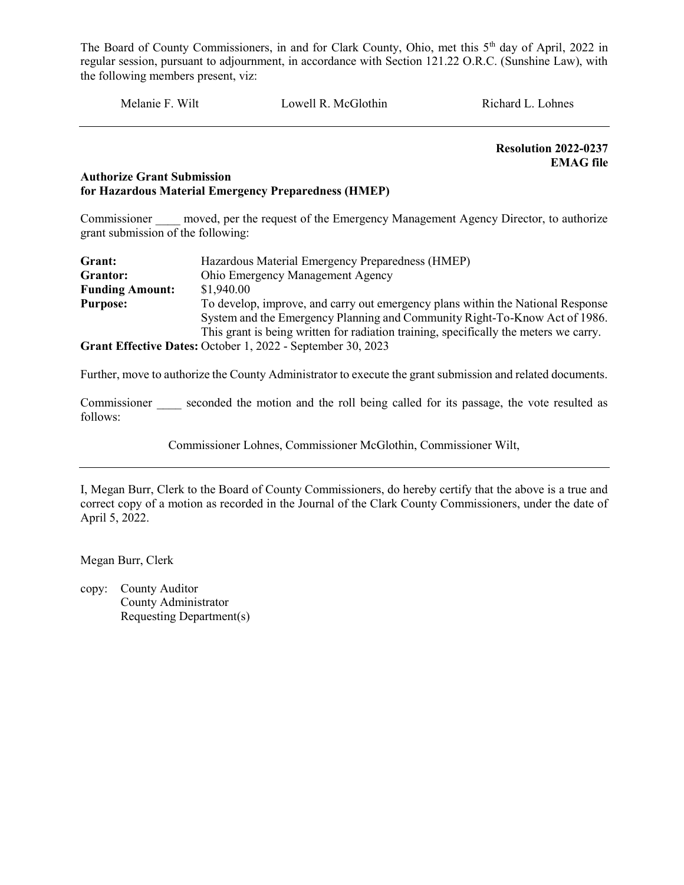The Board of County Commissioners, in and for Clark County, Ohio, met this 5th day of April, 2022 in regular session, pursuant to adjournment, in accordance with Section 121.22 O.R.C. (Sunshine Law), with the following members present, viz:

Melanie F. Wilt          Lowell R. McGlothin          Richard L. Lohnes

---

**Resolution 2022-0237**
**EMAG file**

**Authorize Grant Submission**
**for Hazardous Material Emergency Preparedness (HMEP)**

Commissioner ____ moved, per the request of the Emergency Management Agency Director, to authorize grant submission of the following:

**Grant:** Hazardous Material Emergency Preparedness (HMEP)
**Grantor:** Ohio Emergency Management Agency
**Funding Amount:** $1,940.00
**Purpose:** To develop, improve, and carry out emergency plans within the National Response System and the Emergency Planning and Community Right-To-Know Act of 1986. This grant is being written for radiation training, specifically the meters we carry.
**Grant Effective Dates:** October 1, 2022 - September 30, 2023

Further, move to authorize the County Administrator to execute the grant submission and related documents.

Commissioner ____ seconded the motion and the roll being called for its passage, the vote resulted as follows:

Commissioner Lohnes, Commissioner McGlothin, Commissioner Wilt,

---

I, Megan Burr, Clerk to the Board of County Commissioners, do hereby certify that the above is a true and correct copy of a motion as recorded in the Journal of the Clark County Commissioners, under the date of April 5, 2022.

Megan Burr, Clerk

copy: County Auditor
County Administrator
Requesting Department(s)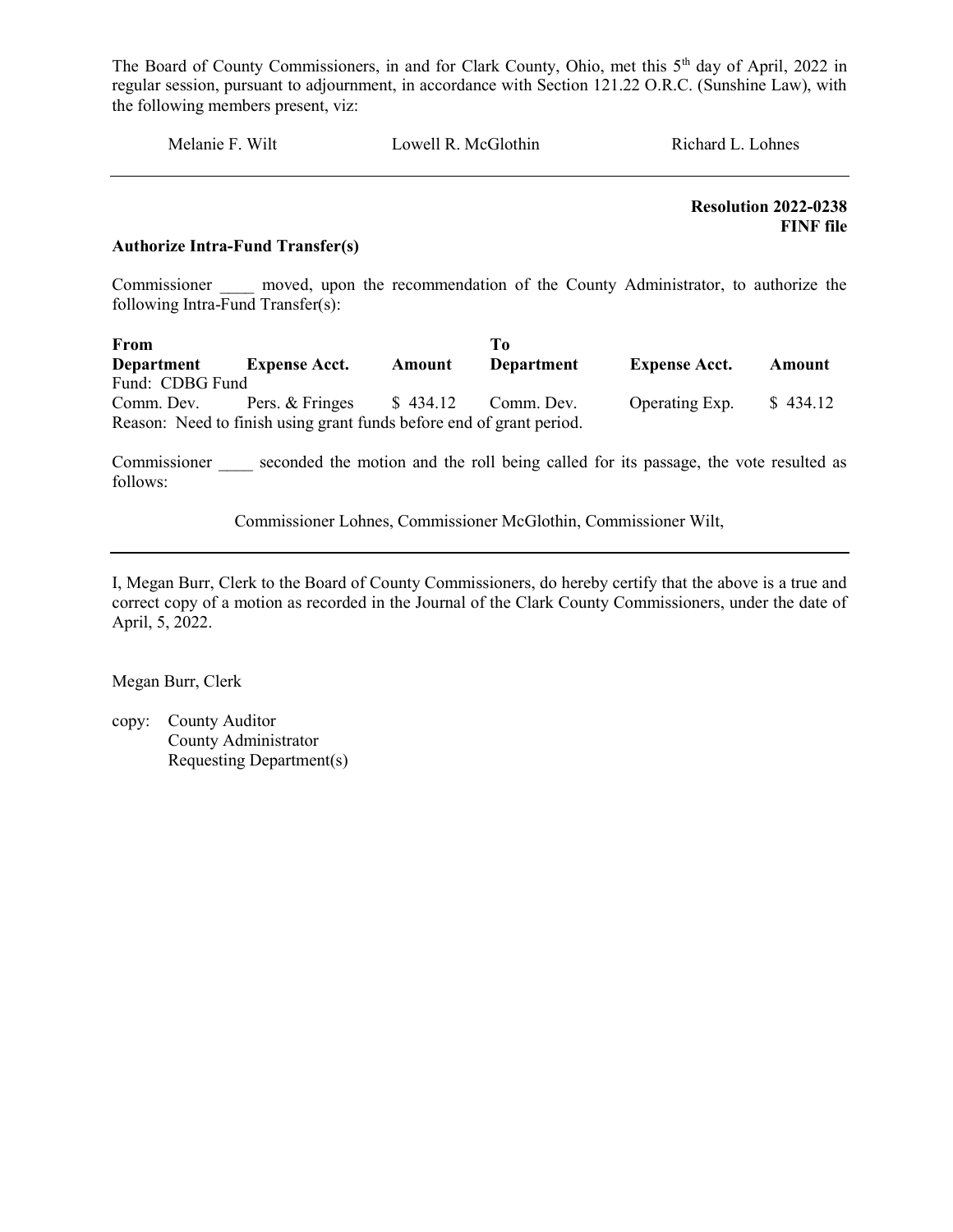The Board of County Commissioners, in and for Clark County, Ohio, met this 5th day of April, 2022 in regular session, pursuant to adjournment, in accordance with Section 121.22 O.R.C. (Sunshine Law), with the following members present, viz:

Melanie F. Wilt Lowell R. McGlothin Richard L. Lohnes

---

**Resolution 2022-0238**
**FINF file**

**Authorize Intra-Fund Transfer(s)**

Commissioner ____ moved, upon the recommendation of the County Administrator, to authorize the following Intra-Fund Transfer(s):

| **From Department** | **Expense Acct.** | **Amount** | **To Department** | **Expense Acct.** | **Amount** |
|---|---|---|---|---|---|
| Fund: CDBG Fund | | | | | |
| Comm. Dev. | Pers. & Fringes | $ 434.12 | Comm. Dev. | Operating Exp. | $ 434.12 |

Reason: Need to finish using grant funds before end of grant period.

Commissioner ____ seconded the motion and the roll being called for its passage, the vote resulted as follows:

Commissioner Lohnes, Commissioner McGlothin, Commissioner Wilt,

---

I, Megan Burr, Clerk to the Board of County Commissioners, do hereby certify that the above is a true and correct copy of a motion as recorded in the Journal of the Clark County Commissioners, under the date of April, 5, 2022.

Megan Burr, Clerk

copy: County Auditor
County Administrator
Requesting Department(s)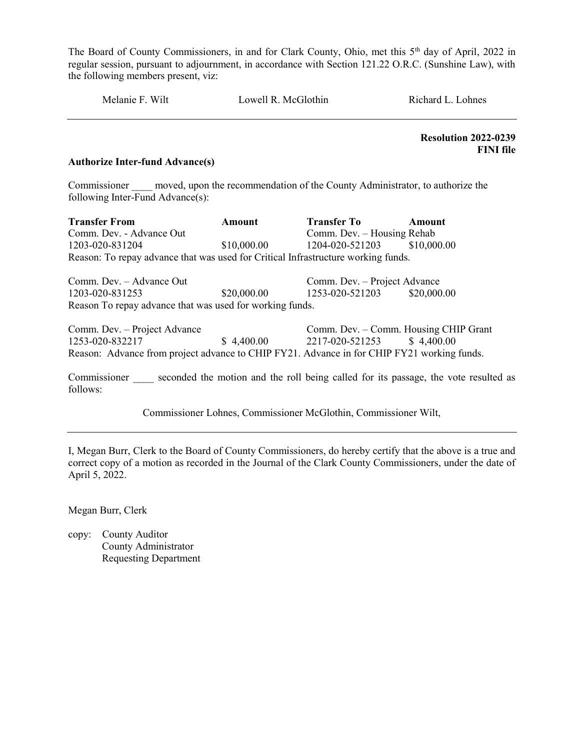The Board of County Commissioners, in and for Clark County, Ohio, met this 5th day of April, 2022 in regular session, pursuant to adjournment, in accordance with Section 121.22 O.R.C. (Sunshine Law), with the following members present, viz:

Melanie F. Wilt    Lowell R. McGlothin    Richard L. Lohnes

---

**Resolution 2022-0239**
**FINI file**

**Authorize Inter-fund Advance(s)**

Commissioner ____ moved, upon the recommendation of the County Administrator, to authorize the following Inter-Fund Advance(s):

| **Transfer From** | **Amount** | **Transfer To** | **Amount** |
|---|---|---|---|
| Comm. Dev. - Advance Out | | Comm. Dev. – Housing Rehab | |
| 1203-020-831204 | $10,000.00 | 1204-020-521203 | $10,000.00 |

Reason: To repay advance that was used for Critical Infrastructure working funds.

| | | | |
|---|---|---|---|
| Comm. Dev. – Advance Out | | Comm. Dev. – Project Advance | |
| 1203-020-831253 | $20,000.00 | 1253-020-521203 | $20,000.00 |

Reason To repay advance that was used for working funds.

| | | | |
|---|---|---|---|
| Comm. Dev. – Project Advance | | Comm. Dev. – Comm. Housing CHIP Grant | |
| 1253-020-832217 | $ 4,400.00 | 2217-020-521253 | $ 4,400.00 |

Reason: Advance from project advance to CHIP FY21. Advance in for CHIP FY21 working funds.

Commissioner ____ seconded the motion and the roll being called for its passage, the vote resulted as follows:

Commissioner Lohnes, Commissioner McGlothin, Commissioner Wilt,

---

I, Megan Burr, Clerk to the Board of County Commissioners, do hereby certify that the above is a true and correct copy of a motion as recorded in the Journal of the Clark County Commissioners, under the date of April 5, 2022.

Megan Burr, Clerk

copy: County Auditor
County Administrator
Requesting Department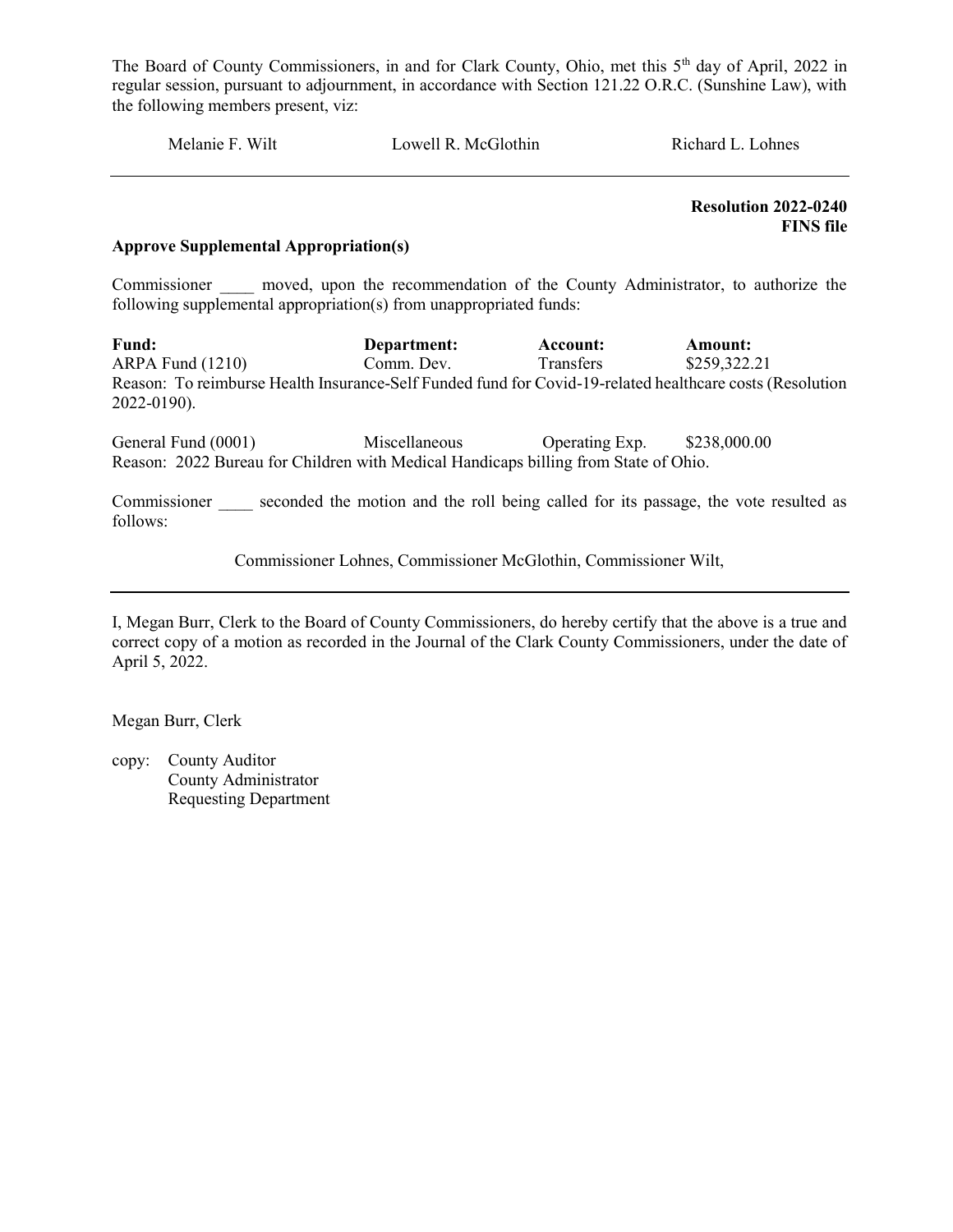The Board of County Commissioners, in and for Clark County, Ohio, met this 5th day of April, 2022 in regular session, pursuant to adjournment, in accordance with Section 121.22 O.R.C. (Sunshine Law), with the following members present, viz:

Melanie F. Wilt Lowell R. McGlothin Richard L. Lohnes

---

**Resolution 2022-0240**
**FINS file**

**Approve Supplemental Appropriation(s)**

Commissioner ____ moved, upon the recommendation of the County Administrator, to authorize the following supplemental appropriation(s) from unappropriated funds:

| **Fund:** | **Department:** | **Account:** | **Amount:** |
|---|---|---|---|
| ARPA Fund (1210) | Comm. Dev. | Transfers | $259,322.21 |

Reason: To reimburse Health Insurance-Self Funded fund for Covid-19-related healthcare costs (Resolution 2022-0190).

| | | | |
|---|---|---|---|
| General Fund (0001) | Miscellaneous | Operating Exp. | $238,000.00 |

Reason: 2022 Bureau for Children with Medical Handicaps billing from State of Ohio.

Commissioner ____ seconded the motion and the roll being called for its passage, the vote resulted as follows:

Commissioner Lohnes, Commissioner McGlothin, Commissioner Wilt,

---

I, Megan Burr, Clerk to the Board of County Commissioners, do hereby certify that the above is a true and correct copy of a motion as recorded in the Journal of the Clark County Commissioners, under the date of April 5, 2022.

Megan Burr, Clerk

copy: County Auditor
County Administrator
Requesting Department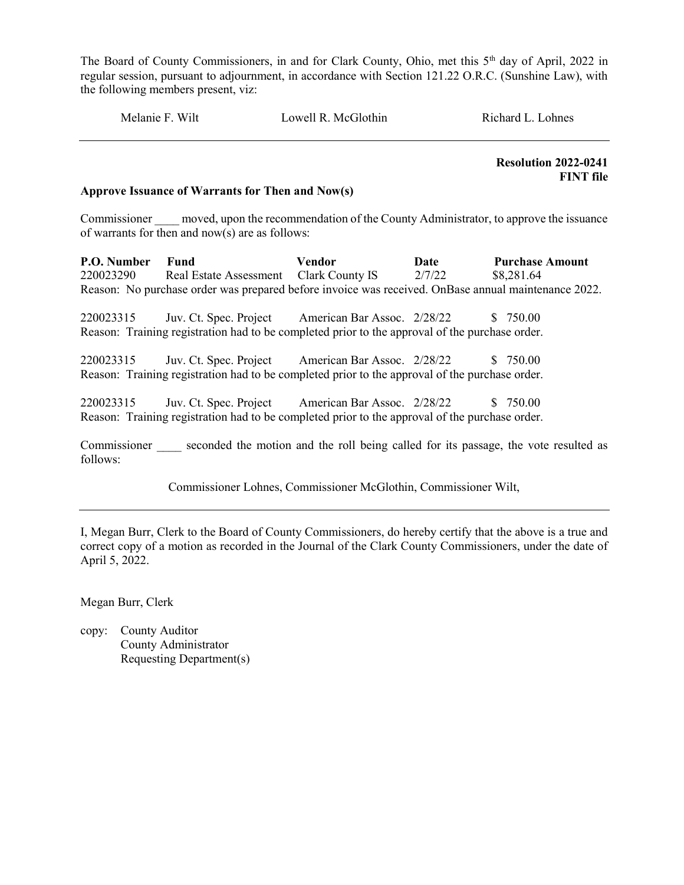The Board of County Commissioners, in and for Clark County, Ohio, met this 5th day of April, 2022 in regular session, pursuant to adjournment, in accordance with Section 121.22 O.R.C. (Sunshine Law), with the following members present, viz:

Melanie F. Wilt    Lowell R. McGlothin    Richard L. Lohnes

---

**Resolution 2022-0241**
**FINT file**

**Approve Issuance of Warrants for Then and Now(s)**

Commissioner ____ moved, upon the recommendation of the County Administrator, to approve the issuance of warrants for then and now(s) are as follows:

| P.O. Number | Fund | Vendor | Date | Purchase Amount |
|---|---|---|---|---|
| 220023290 | Real Estate Assessment | Clark County IS | 2/7/22 | $8,281.64 |

Reason: No purchase order was prepared before invoice was received. OnBase annual maintenance 2022.

| | | | | |
|---|---|---|---|---|
| 220023315 | Juv. Ct. Spec. Project | American Bar Assoc. | 2/28/22 | $ 750.00 |

Reason: Training registration had to be completed prior to the approval of the purchase order.

| | | | | |
|---|---|---|---|---|
| 220023315 | Juv. Ct. Spec. Project | American Bar Assoc. | 2/28/22 | $ 750.00 |

Reason: Training registration had to be completed prior to the approval of the purchase order.

| | | | | |
|---|---|---|---|---|
| 220023315 | Juv. Ct. Spec. Project | American Bar Assoc. | 2/28/22 | $ 750.00 |

Reason: Training registration had to be completed prior to the approval of the purchase order.

Commissioner ____ seconded the motion and the roll being called for its passage, the vote resulted as follows:

Commissioner Lohnes, Commissioner McGlothin, Commissioner Wilt,

---

I, Megan Burr, Clerk to the Board of County Commissioners, do hereby certify that the above is a true and correct copy of a motion as recorded in the Journal of the Clark County Commissioners, under the date of April 5, 2022.

Megan Burr, Clerk

copy: County Auditor
County Administrator
Requesting Department(s)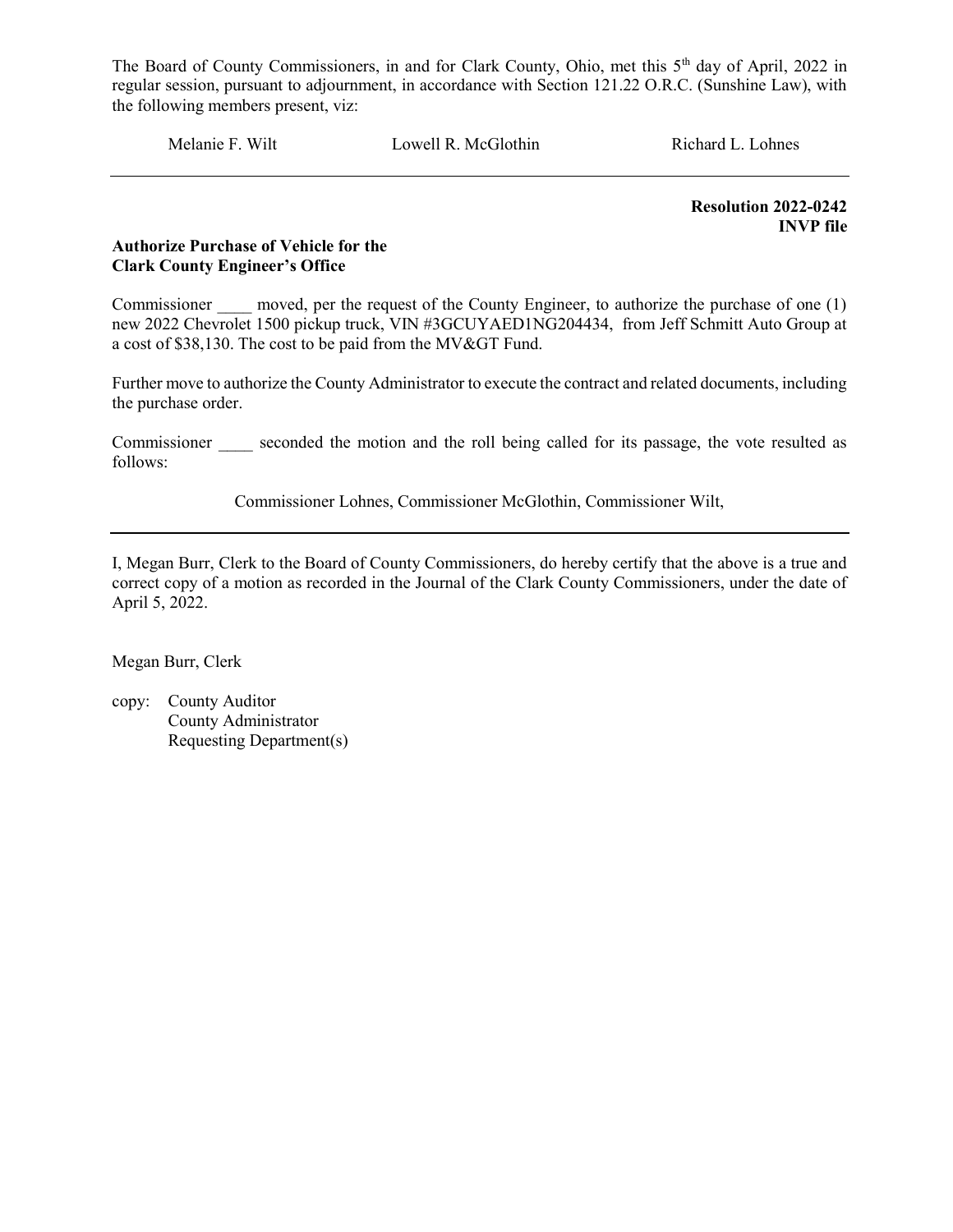The Board of County Commissioners, in and for Clark County, Ohio, met this 5th day of April, 2022 in regular session, pursuant to adjournment, in accordance with Section 121.22 O.R.C. (Sunshine Law), with the following members present, viz:

Melanie F. Wilt    Lowell R. McGlothin    Richard L. Lohnes

---

**Resolution 2022-0242**
**INVP file**

**Authorize Purchase of Vehicle for the Clark County Engineer's Office**

Commissioner ____ moved, per the request of the County Engineer, to authorize the purchase of one (1) new 2022 Chevrolet 1500 pickup truck, VIN #3GCUYAED1NG204434, from Jeff Schmitt Auto Group at a cost of $38,130. The cost to be paid from the MV&GT Fund.

Further move to authorize the County Administrator to execute the contract and related documents, including the purchase order.

Commissioner ____ seconded the motion and the roll being called for its passage, the vote resulted as follows:

Commissioner Lohnes, Commissioner McGlothin, Commissioner Wilt,

---

I, Megan Burr, Clerk to the Board of County Commissioners, do hereby certify that the above is a true and correct copy of a motion as recorded in the Journal of the Clark County Commissioners, under the date of April 5, 2022.

Megan Burr, Clerk

copy: County Auditor
County Administrator
Requesting Department(s)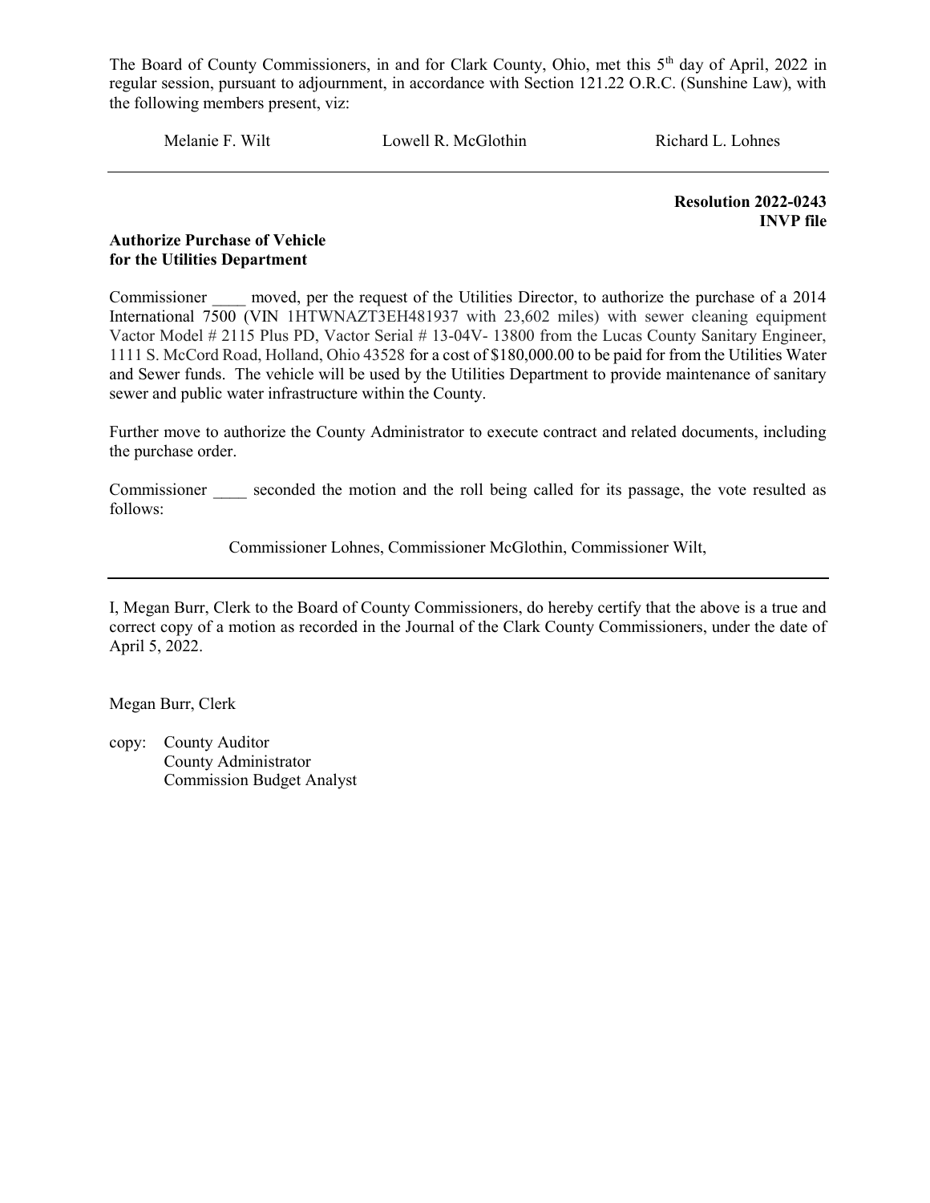The Board of County Commissioners, in and for Clark County, Ohio, met this 5th day of April, 2022 in regular session, pursuant to adjournment, in accordance with Section 121.22 O.R.C. (Sunshine Law), with the following members present, viz:

Melanie F. Wilt    Lowell R. McGlothin    Richard L. Lohnes

---

**Resolution 2022-0243**
**INVP file**

**Authorize Purchase of Vehicle for the Utilities Department**

Commissioner ____ moved, per the request of the Utilities Director, to authorize the purchase of a 2014 International 7500 (VIN 1HTWNAZT3EH481937 with 23,602 miles) with sewer cleaning equipment Vactor Model # 2115 Plus PD, Vactor Serial # 13-04V- 13800 from the Lucas County Sanitary Engineer, 1111 S. McCord Road, Holland, Ohio 43528 for a cost of $180,000.00 to be paid for from the Utilities Water and Sewer funds. The vehicle will be used by the Utilities Department to provide maintenance of sanitary sewer and public water infrastructure within the County.

Further move to authorize the County Administrator to execute contract and related documents, including the purchase order.

Commissioner ____ seconded the motion and the roll being called for its passage, the vote resulted as follows:

Commissioner Lohnes, Commissioner McGlothin, Commissioner Wilt,

---

I, Megan Burr, Clerk to the Board of County Commissioners, do hereby certify that the above is a true and correct copy of a motion as recorded in the Journal of the Clark County Commissioners, under the date of April 5, 2022.

Megan Burr, Clerk

copy: County Auditor
County Administrator
Commission Budget Analyst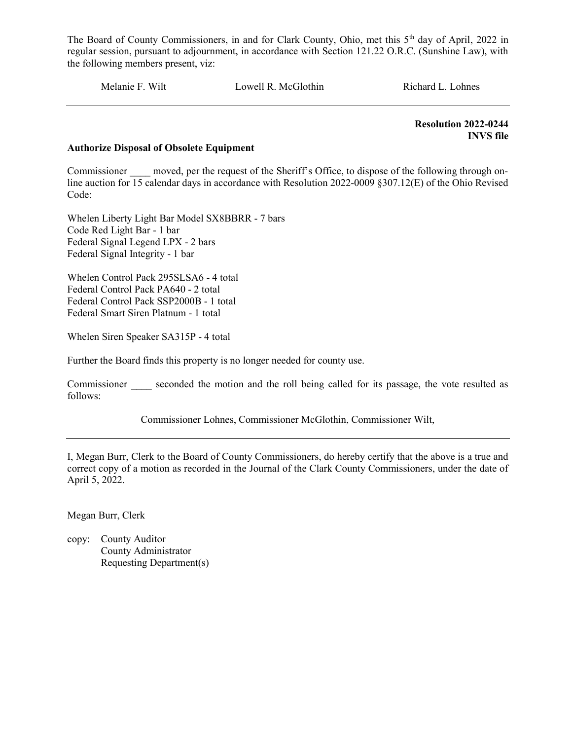The Board of County Commissioners, in and for Clark County, Ohio, met this 5th day of April, 2022 in regular session, pursuant to adjournment, in accordance with Section 121.22 O.R.C. (Sunshine Law), with the following members present, viz:

Melanie F. Wilt    Lowell R. McGlothin    Richard L. Lohnes

---

**Resolution 2022-0244**
**INVS file**

**Authorize Disposal of Obsolete Equipment**

Commissioner ____ moved, per the request of the Sheriff's Office, to dispose of the following through on-line auction for 15 calendar days in accordance with Resolution 2022-0009 §307.12(E) of the Ohio Revised Code:

Whelen Liberty Light Bar Model SX8BBRR - 7 bars
Code Red Light Bar - 1 bar
Federal Signal Legend LPX - 2 bars
Federal Signal Integrity - 1 bar

Whelen Control Pack 295SLSA6 - 4 total
Federal Control Pack PA640 - 2 total
Federal Control Pack SSP2000B - 1 total
Federal Smart Siren Platnum - 1 total

Whelen Siren Speaker SA315P - 4 total

Further the Board finds this property is no longer needed for county use.

Commissioner ____ seconded the motion and the roll being called for its passage, the vote resulted as follows:

Commissioner Lohnes, Commissioner McGlothin, Commissioner Wilt,

---

I, Megan Burr, Clerk to the Board of County Commissioners, do hereby certify that the above is a true and correct copy of a motion as recorded in the Journal of the Clark County Commissioners, under the date of April 5, 2022.

Megan Burr, Clerk

copy: County Auditor
County Administrator
Requesting Department(s)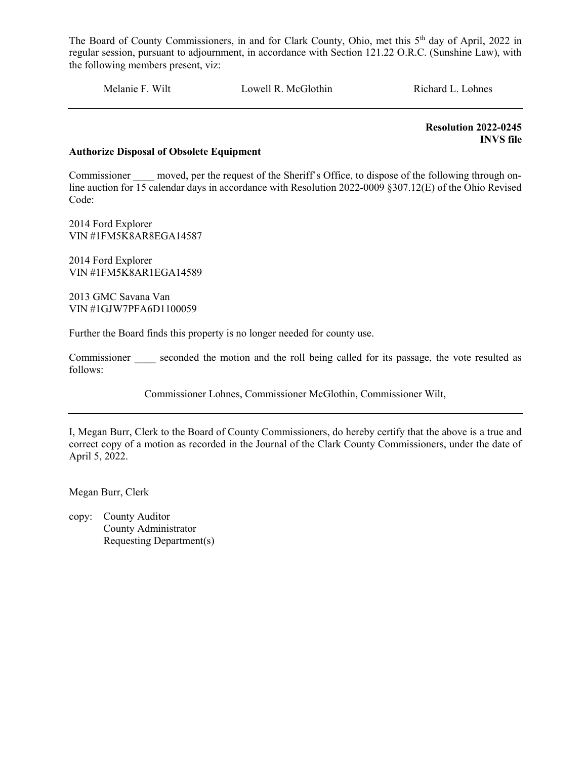The Board of County Commissioners, in and for Clark County, Ohio, met this 5th day of April, 2022 in regular session, pursuant to adjournment, in accordance with Section 121.22 O.R.C. (Sunshine Law), with the following members present, viz:

Melanie F. Wilt    Lowell R. McGlothin    Richard L. Lohnes

---

**Resolution 2022-0245**
**INVS file**

**Authorize Disposal of Obsolete Equipment**

Commissioner ____ moved, per the request of the Sheriff's Office, to dispose of the following through on-line auction for 15 calendar days in accordance with Resolution 2022-0009 §307.12(E) of the Ohio Revised Code:

2014 Ford Explorer
VIN #1FM5K8AR8EGA14587

2014 Ford Explorer
VIN #1FM5K8AR1EGA14589

2013 GMC Savana Van
VIN #1GJW7PFA6D1100059

Further the Board finds this property is no longer needed for county use.

Commissioner ____ seconded the motion and the roll being called for its passage, the vote resulted as follows:

Commissioner Lohnes, Commissioner McGlothin, Commissioner Wilt,

---

I, Megan Burr, Clerk to the Board of County Commissioners, do hereby certify that the above is a true and correct copy of a motion as recorded in the Journal of the Clark County Commissioners, under the date of April 5, 2022.

Megan Burr, Clerk

copy: County Auditor
County Administrator
Requesting Department(s)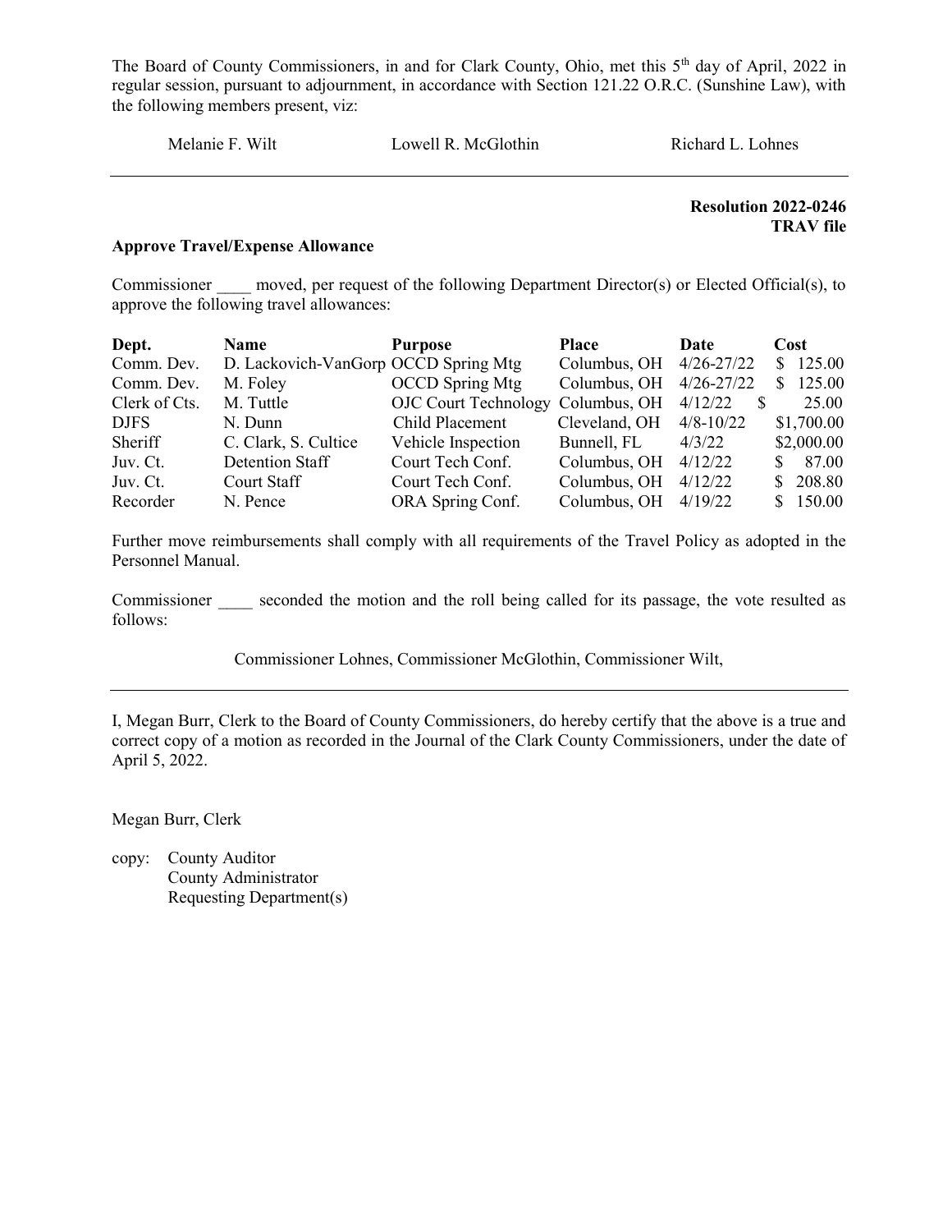The Board of County Commissioners, in and for Clark County, Ohio, met this 5th day of April, 2022 in regular session, pursuant to adjournment, in accordance with Section 121.22 O.R.C. (Sunshine Law), with the following members present, viz:

Melanie F. Wilt    Lowell R. McGlothin    Richard L. Lohnes

---

**Resolution 2022-0246**
**TRAV file**

**Approve Travel/Expense Allowance**

Commissioner ____ moved, per request of the following Department Director(s) or Elected Official(s), to approve the following travel allowances:

| Dept. | Name | Purpose | Place | Date | Cost |
|---|---|---|---|---|---|
| Comm. Dev. | D. Lackovich-VanGorp | OCCD Spring Mtg | Columbus, OH | 4/26-27/22 | $ 125.00 |
| Comm. Dev. | M. Foley | OCCD Spring Mtg | Columbus, OH | 4/26-27/22 | $ 125.00 |
| Clerk of Cts. | M. Tuttle | OJC Court Technology | Columbus, OH | 4/12/22 | $ 25.00 |
| DJFS | N. Dunn | Child Placement | Cleveland, OH | 4/8-10/22 | $1,700.00 |
| Sheriff | C. Clark, S. Cultice | Vehicle Inspection | Bunnell, FL | 4/3/22 | $2,000.00 |
| Juv. Ct. | Detention Staff | Court Tech Conf. | Columbus, OH | 4/12/22 | $ 87.00 |
| Juv. Ct. | Court Staff | Court Tech Conf. | Columbus, OH | 4/12/22 | $ 208.80 |
| Recorder | N. Pence | ORA Spring Conf. | Columbus, OH | 4/19/22 | $ 150.00 |

Further move reimbursements shall comply with all requirements of the Travel Policy as adopted in the Personnel Manual.

Commissioner ____ seconded the motion and the roll being called for its passage, the vote resulted as follows:

Commissioner Lohnes, Commissioner McGlothin, Commissioner Wilt,

---

I, Megan Burr, Clerk to the Board of County Commissioners, do hereby certify that the above is a true and correct copy of a motion as recorded in the Journal of the Clark County Commissioners, under the date of April 5, 2022.

Megan Burr, Clerk

copy: County Auditor
County Administrator
Requesting Department(s)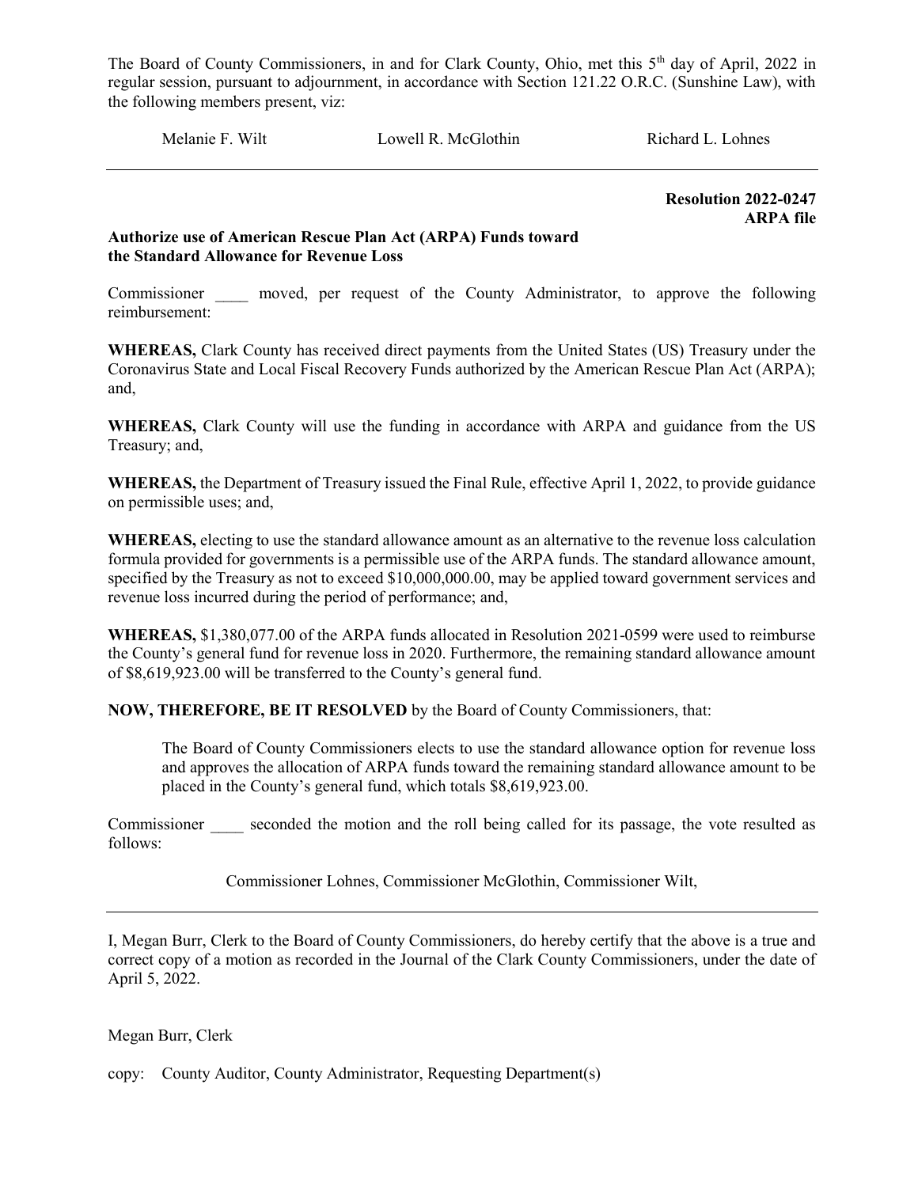The Board of County Commissioners, in and for Clark County, Ohio, met this 5th day of April, 2022 in regular session, pursuant to adjournment, in accordance with Section 121.22 O.R.C. (Sunshine Law), with the following members present, viz:

Melanie F. Wilt    Lowell R. McGlothin    Richard L. Lohnes

---

**Resolution 2022-0247**
**ARPA file**

**Authorize use of American Rescue Plan Act (ARPA) Funds toward the Standard Allowance for Revenue Loss**

Commissioner ____ moved, per request of the County Administrator, to approve the following reimbursement:

**WHEREAS,** Clark County has received direct payments from the United States (US) Treasury under the Coronavirus State and Local Fiscal Recovery Funds authorized by the American Rescue Plan Act (ARPA); and,

**WHEREAS,** Clark County will use the funding in accordance with ARPA and guidance from the US Treasury; and,

**WHEREAS,** the Department of Treasury issued the Final Rule, effective April 1, 2022, to provide guidance on permissible uses; and,

**WHEREAS,** electing to use the standard allowance amount as an alternative to the revenue loss calculation formula provided for governments is a permissible use of the ARPA funds. The standard allowance amount, specified by the Treasury as not to exceed $10,000,000.00, may be applied toward government services and revenue loss incurred during the period of performance; and,

**WHEREAS,** $1,380,077.00 of the ARPA funds allocated in Resolution 2021-0599 were used to reimburse the County's general fund for revenue loss in 2020. Furthermore, the remaining standard allowance amount of $8,619,923.00 will be transferred to the County's general fund.

**NOW, THEREFORE, BE IT RESOLVED** by the Board of County Commissioners, that:

> The Board of County Commissioners elects to use the standard allowance option for revenue loss and approves the allocation of ARPA funds toward the remaining standard allowance amount to be placed in the County's general fund, which totals $8,619,923.00.

Commissioner ____ seconded the motion and the roll being called for its passage, the vote resulted as follows:

Commissioner Lohnes, Commissioner McGlothin, Commissioner Wilt,

---

I, Megan Burr, Clerk to the Board of County Commissioners, do hereby certify that the above is a true and correct copy of a motion as recorded in the Journal of the Clark County Commissioners, under the date of April 5, 2022.

Megan Burr, Clerk

copy: County Auditor, County Administrator, Requesting Department(s)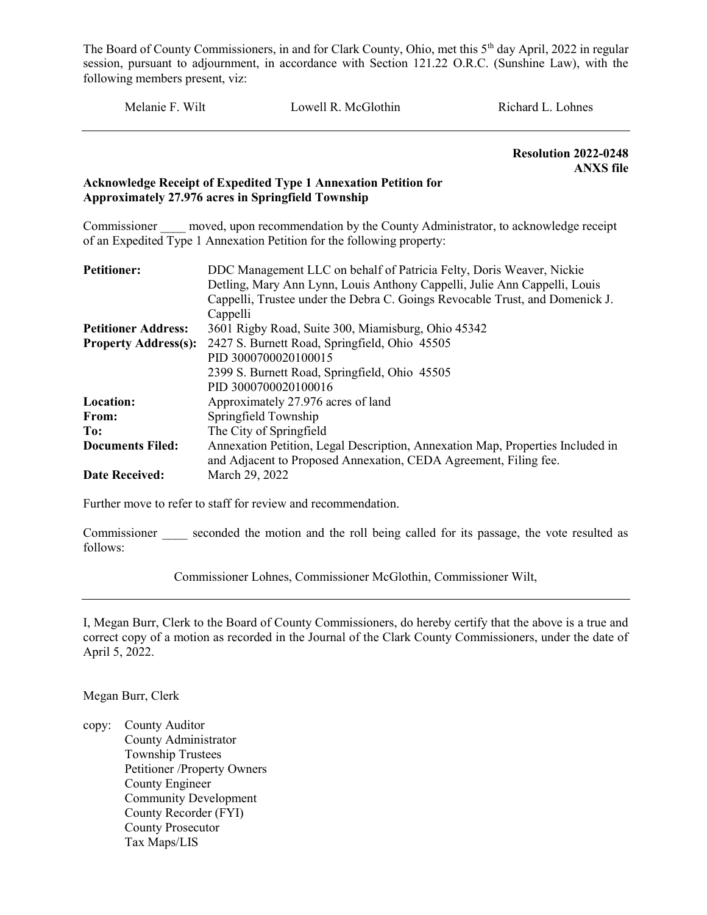The Board of County Commissioners, in and for Clark County, Ohio, met this 5th day April, 2022 in regular session, pursuant to adjournment, in accordance with Section 121.22 O.R.C. (Sunshine Law), with the following members present, viz:

Melanie F. Wilt        Lowell R. McGlothin        Richard L. Lohnes

---

**Resolution 2022-0248**
**ANXS file**

**Acknowledge Receipt of Expedited Type 1 Annexation Petition for Approximately 27.976 acres in Springfield Township**

Commissioner ____ moved, upon recommendation by the County Administrator, to acknowledge receipt of an Expedited Type 1 Annexation Petition for the following property:

| | |
|---|---|
| **Petitioner:** | DDC Management LLC on behalf of Patricia Felty, Doris Weaver, Nickie Detling, Mary Ann Lynn, Louis Anthony Cappelli, Julie Ann Cappelli, Louis Cappelli, Trustee under the Debra C. Goings Revocable Trust, and Domenick J. Cappelli |
| **Petitioner Address:** | 3601 Rigby Road, Suite 300, Miamisburg, Ohio 45342 |
| **Property Address(s):** | 2427 S. Burnett Road, Springfield, Ohio 45505<br>PID 3000700020100015<br>2399 S. Burnett Road, Springfield, Ohio 45505<br>PID 3000700020100016 |
| **Location:** | Approximately 27.976 acres of land |
| **From:** | Springfield Township |
| **To:** | The City of Springfield |
| **Documents Filed:** | Annexation Petition, Legal Description, Annexation Map, Properties Included in and Adjacent to Proposed Annexation, CEDA Agreement, Filing fee. |
| **Date Received:** | March 29, 2022 |

Further move to refer to staff for review and recommendation.

Commissioner ____ seconded the motion and the roll being called for its passage, the vote resulted as follows:

Commissioner Lohnes, Commissioner McGlothin, Commissioner Wilt,

---

I, Megan Burr, Clerk to the Board of County Commissioners, do hereby certify that the above is a true and correct copy of a motion as recorded in the Journal of the Clark County Commissioners, under the date of April 5, 2022.

Megan Burr, Clerk

copy: County Auditor
County Administrator
Township Trustees
Petitioner /Property Owners
County Engineer
Community Development
County Recorder (FYI)
County Prosecutor
Tax Maps/LIS